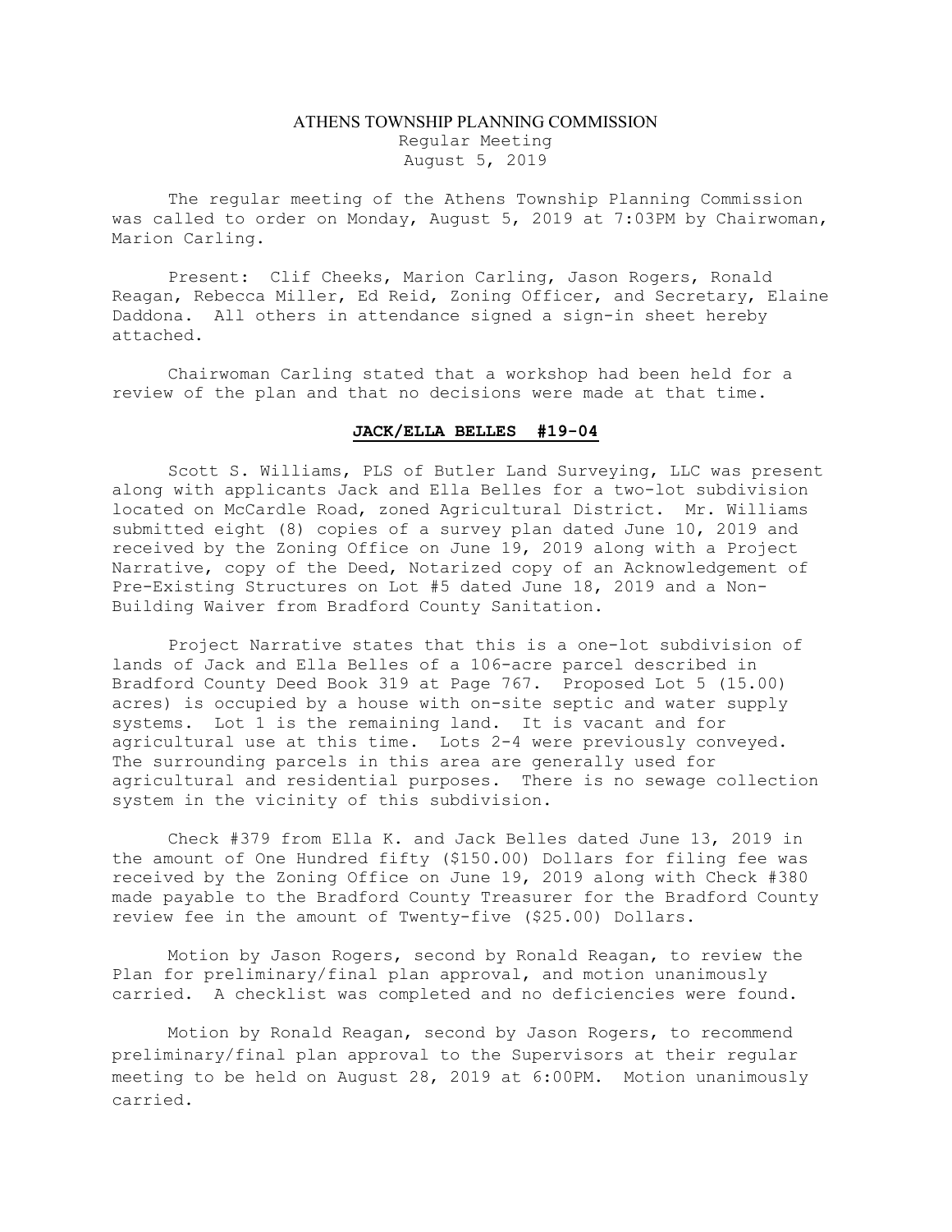# ATHENS TOWNSHIP PLANNING COMMISSION

Regular Meeting
August 5, 2019

The regular meeting of the Athens Township Planning Commission was called to order on Monday, August 5, 2019 at 7:03PM by Chairwoman, Marion Carling.

Present: Clif Cheeks, Marion Carling, Jason Rogers, Ronald Reagan, Rebecca Miller, Ed Reid, Zoning Officer, and Secretary, Elaine Daddona. All others in attendance signed a sign-in sheet hereby attached.

Chairwoman Carling stated that a workshop had been held for a review of the plan and that no decisions were made at that time.

## JACK/ELLA BELLES #19-04

Scott S. Williams, PLS of Butler Land Surveying, LLC was present along with applicants Jack and Ella Belles for a two-lot subdivision located on McCardle Road, zoned Agricultural District. Mr. Williams submitted eight (8) copies of a survey plan dated June 10, 2019 and received by the Zoning Office on June 19, 2019 along with a Project Narrative, copy of the Deed, Notarized copy of an Acknowledgement of Pre-Existing Structures on Lot #5 dated June 18, 2019 and a Non-Building Waiver from Bradford County Sanitation.

Project Narrative states that this is a one-lot subdivision of lands of Jack and Ella Belles of a 106-acre parcel described in Bradford County Deed Book 319 at Page 767. Proposed Lot 5 (15.00) acres) is occupied by a house with on-site septic and water supply systems. Lot 1 is the remaining land. It is vacant and for agricultural use at this time. Lots 2-4 were previously conveyed. The surrounding parcels in this area are generally used for agricultural and residential purposes. There is no sewage collection system in the vicinity of this subdivision.

Check #379 from Ella K. and Jack Belles dated June 13, 2019 in the amount of One Hundred fifty ($150.00) Dollars for filing fee was received by the Zoning Office on June 19, 2019 along with Check #380 made payable to the Bradford County Treasurer for the Bradford County review fee in the amount of Twenty-five ($25.00) Dollars.

Motion by Jason Rogers, second by Ronald Reagan, to review the Plan for preliminary/final plan approval, and motion unanimously carried. A checklist was completed and no deficiencies were found.

Motion by Ronald Reagan, second by Jason Rogers, to recommend preliminary/final plan approval to the Supervisors at their regular meeting to be held on August 28, 2019 at 6:00PM. Motion unanimously carried.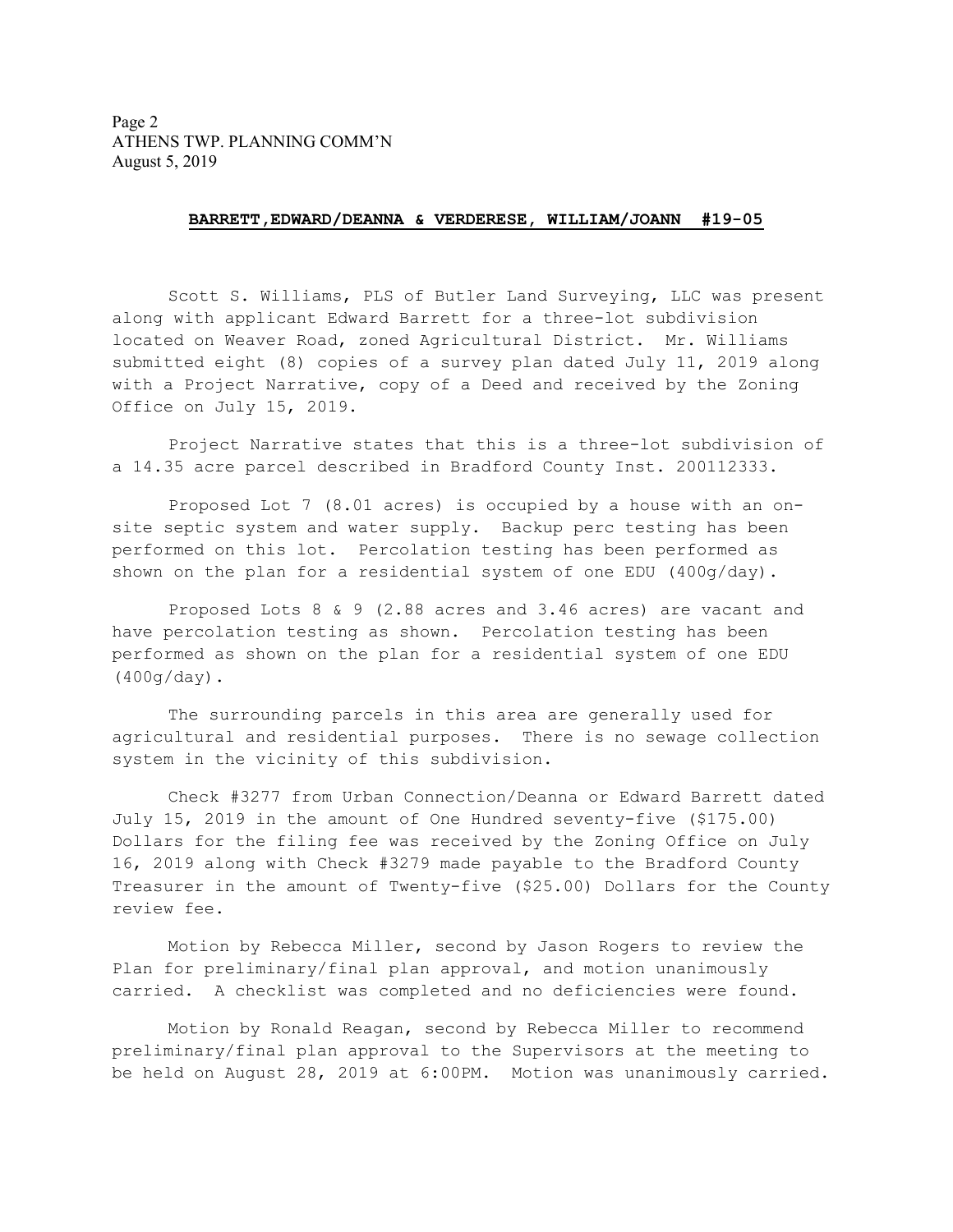**BARRETT,EDWARD/DEANNA & VERDERESE, WILLIAM/JOANN #19-05**

Scott S. Williams, PLS of Butler Land Surveying, LLC was present along with applicant Edward Barrett for a three-lot subdivision located on Weaver Road, zoned Agricultural District. Mr. Williams submitted eight (8) copies of a survey plan dated July 11, 2019 along with a Project Narrative, copy of a Deed and received by the Zoning Office on July 15, 2019.

Project Narrative states that this is a three-lot subdivision of a 14.35 acre parcel described in Bradford County Inst. 200112333.

Proposed Lot 7 (8.01 acres) is occupied by a house with an on-site septic system and water supply. Backup perc testing has been performed on this lot. Percolation testing has been performed as shown on the plan for a residential system of one EDU (400g/day).

Proposed Lots 8 & 9 (2.88 acres and 3.46 acres) are vacant and have percolation testing as shown. Percolation testing has been performed as shown on the plan for a residential system of one EDU (400g/day).

The surrounding parcels in this area are generally used for agricultural and residential purposes. There is no sewage collection system in the vicinity of this subdivision.

Check #3277 from Urban Connection/Deanna or Edward Barrett dated July 15, 2019 in the amount of One Hundred seventy-five ($175.00) Dollars for the filing fee was received by the Zoning Office on July 16, 2019 along with Check #3279 made payable to the Bradford County Treasurer in the amount of Twenty-five ($25.00) Dollars for the County review fee.

Motion by Rebecca Miller, second by Jason Rogers to review the Plan for preliminary/final plan approval, and motion unanimously carried. A checklist was completed and no deficiencies were found.

Motion by Ronald Reagan, second by Rebecca Miller to recommend preliminary/final plan approval to the Supervisors at the meeting to be held on August 28, 2019 at 6:00PM. Motion was unanimously carried.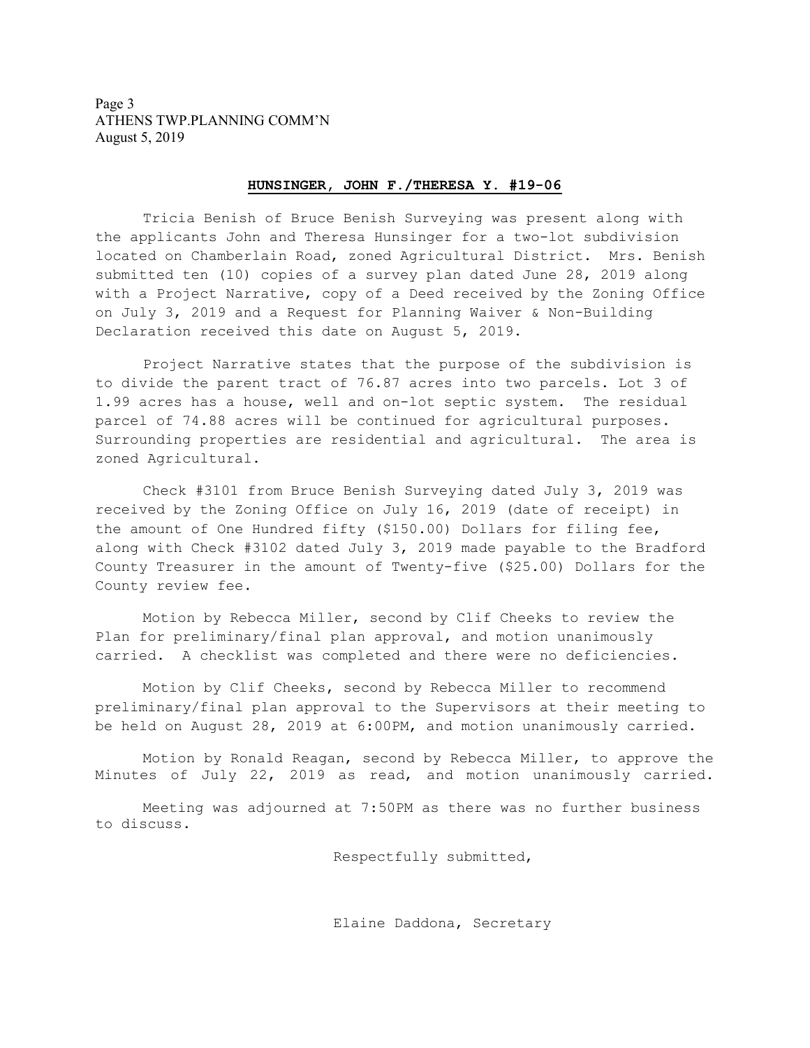**HUNSINGER, JOHN F./THERESA Y. #19-06**

Tricia Benish of Bruce Benish Surveying was present along with the applicants John and Theresa Hunsinger for a two-lot subdivision located on Chamberlain Road, zoned Agricultural District. Mrs. Benish submitted ten (10) copies of a survey plan dated June 28, 2019 along with a Project Narrative, copy of a Deed received by the Zoning Office on July 3, 2019 and a Request for Planning Waiver & Non-Building Declaration received this date on August 5, 2019.

Project Narrative states that the purpose of the subdivision is to divide the parent tract of 76.87 acres into two parcels. Lot 3 of 1.99 acres has a house, well and on-lot septic system. The residual parcel of 74.88 acres will be continued for agricultural purposes. Surrounding properties are residential and agricultural. The area is zoned Agricultural.

Check #3101 from Bruce Benish Surveying dated July 3, 2019 was received by the Zoning Office on July 16, 2019 (date of receipt) in the amount of One Hundred fifty ($150.00) Dollars for filing fee, along with Check #3102 dated July 3, 2019 made payable to the Bradford County Treasurer in the amount of Twenty-five ($25.00) Dollars for the County review fee.

Motion by Rebecca Miller, second by Clif Cheeks to review the Plan for preliminary/final plan approval, and motion unanimously carried. A checklist was completed and there were no deficiencies.

Motion by Clif Cheeks, second by Rebecca Miller to recommend preliminary/final plan approval to the Supervisors at their meeting to be held on August 28, 2019 at 6:00PM, and motion unanimously carried.

Motion by Ronald Reagan, second by Rebecca Miller, to approve the Minutes of July 22, 2019 as read, and motion unanimously carried.

Meeting was adjourned at 7:50PM as there was no further business to discuss.

Respectfully submitted,

Elaine Daddona, Secretary